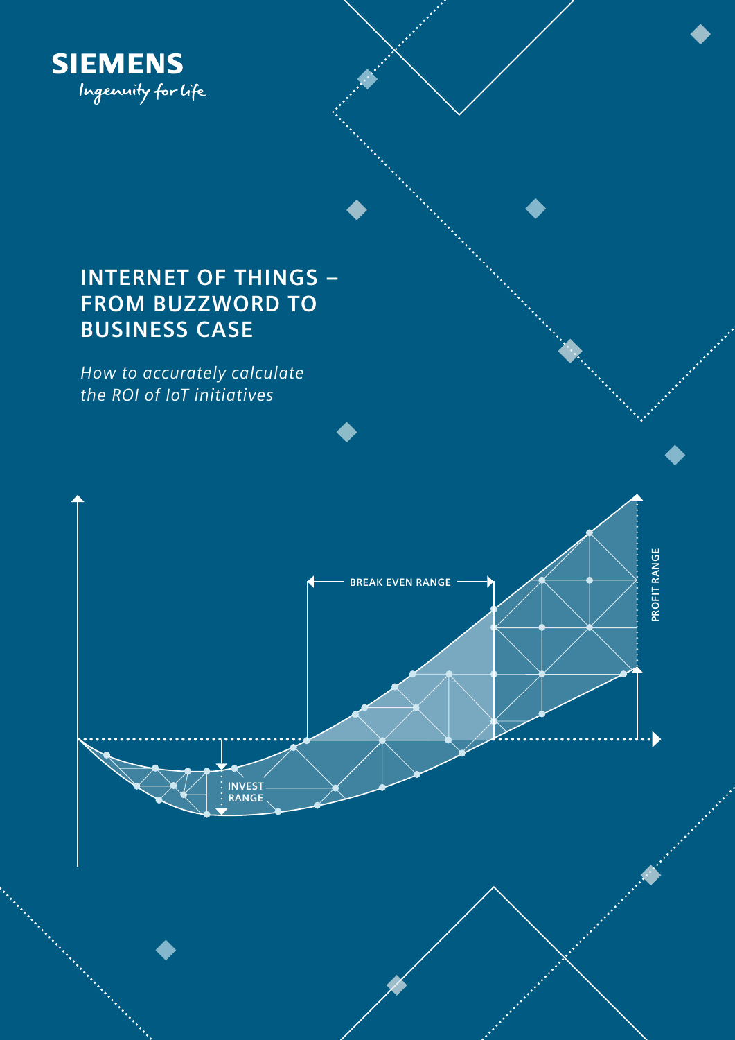SIEMENS

*Ingenuity for life*

# INTERNET OF THINGS – FROM BUZZWORD TO BUSINESS CASE

*How to accurately calculate the ROI of IoT initiatives*

BREAK EVEN RANGE

PROFIT RANGE

INVEST RANGE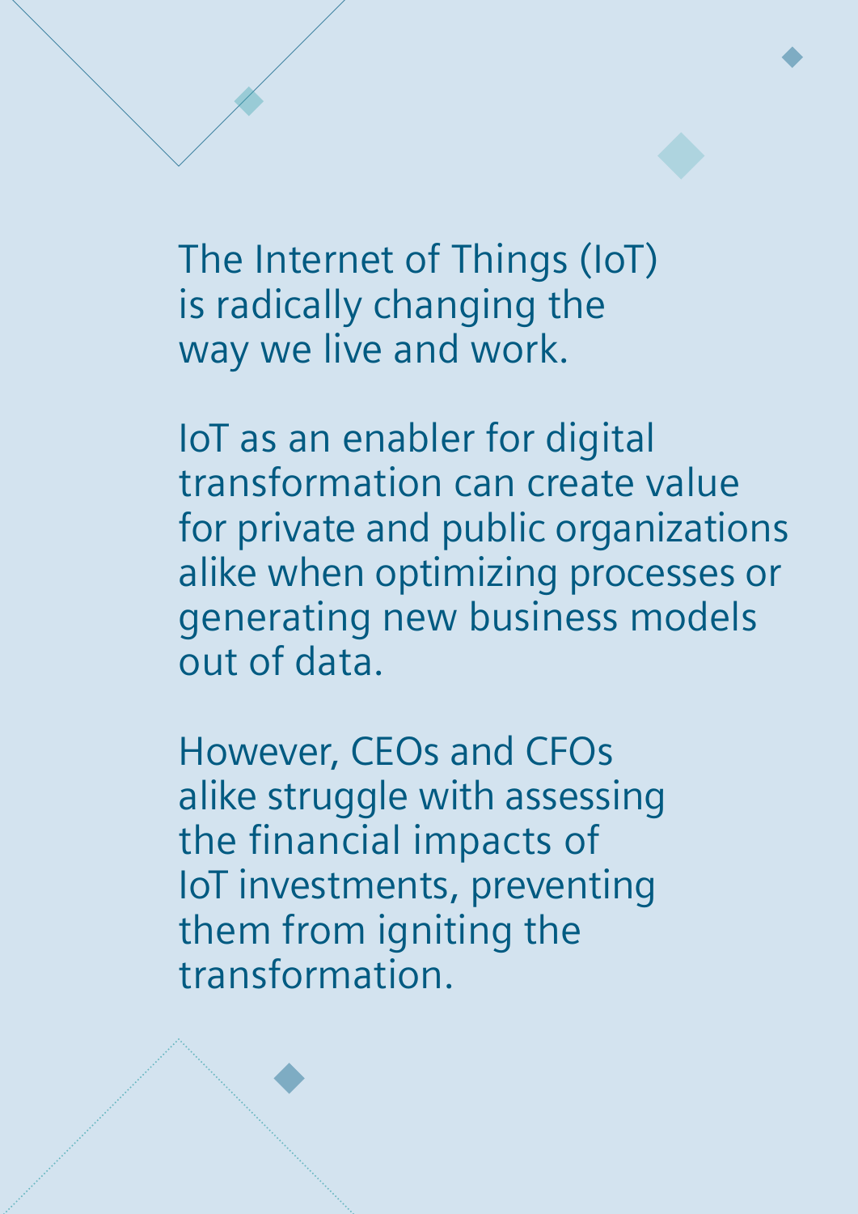The Internet of Things (IoT) is radically changing the way we live and work.

IoT as an enabler for digital transformation can create value for private and public organizations alike when optimizing processes or generating new business models out of data.

However, CEOs and CFOs alike struggle with assessing the financial impacts of IoT investments, preventing them from igniting the transformation.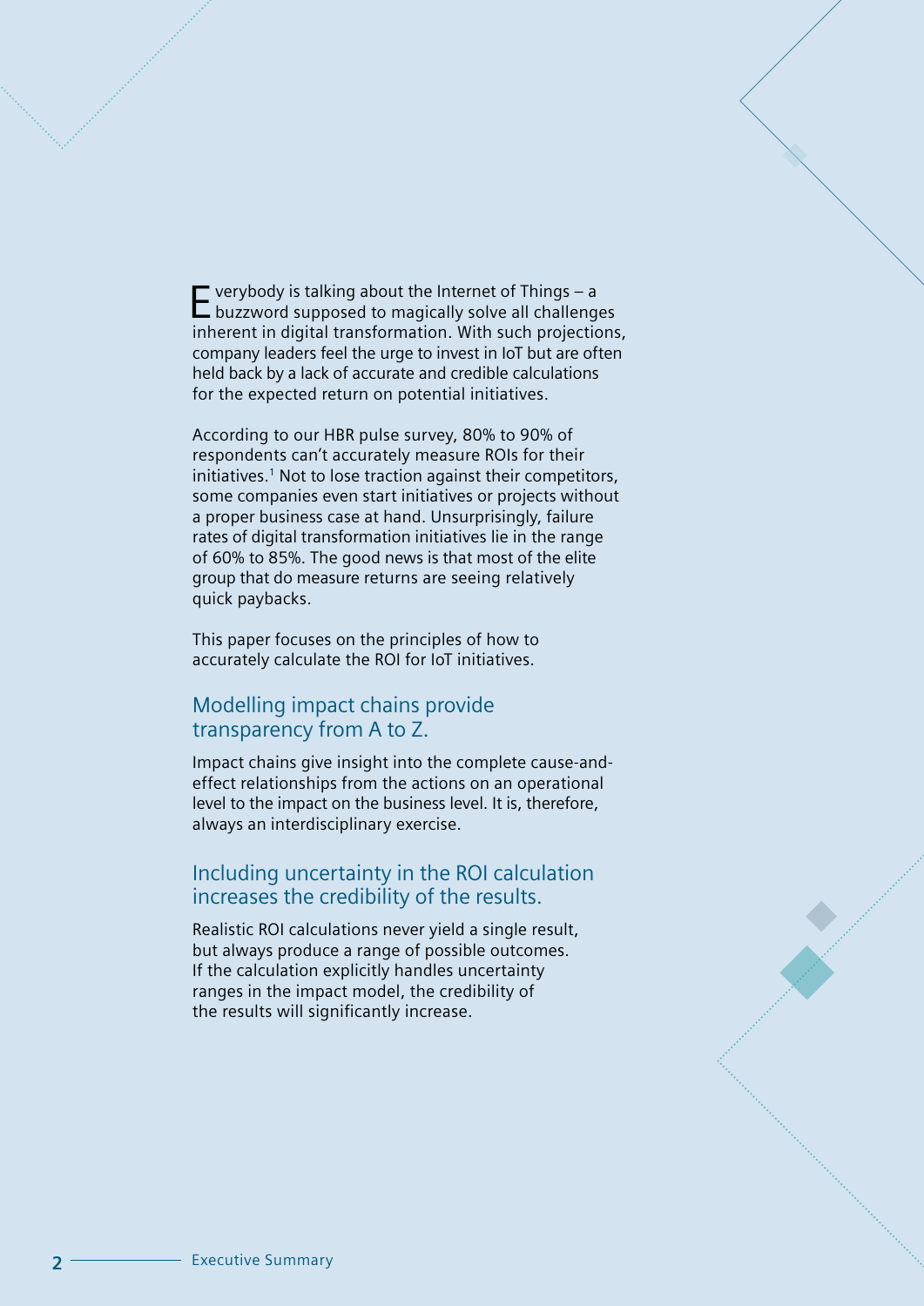Everybody is talking about the Internet of Things – a buzzword supposed to magically solve all challenges inherent in digital transformation. With such projections, company leaders feel the urge to invest in IoT but are often held back by a lack of accurate and credible calculations for the expected return on potential initiatives.

According to our HBR pulse survey, 80% to 90% of respondents can't accurately measure ROIs for their initiatives.[1] Not to lose traction against their competitors, some companies even start initiatives or projects without a proper business case at hand. Unsurprisingly, failure rates of digital transformation initiatives lie in the range of 60% to 85%. The good news is that most of the elite group that do measure returns are seeing relatively quick paybacks.

This paper focuses on the principles of how to accurately calculate the ROI for IoT initiatives.

## Modelling impact chains provide transparency from A to Z.

Impact chains give insight into the complete cause-and-effect relationships from the actions on an operational level to the impact on the business level. It is, therefore, always an interdisciplinary exercise.

## Including uncertainty in the ROI calculation increases the credibility of the results.

Realistic ROI calculations never yield a single result, but always produce a range of possible outcomes. If the calculation explicitly handles uncertainty ranges in the impact model, the credibility of the results will significantly increase.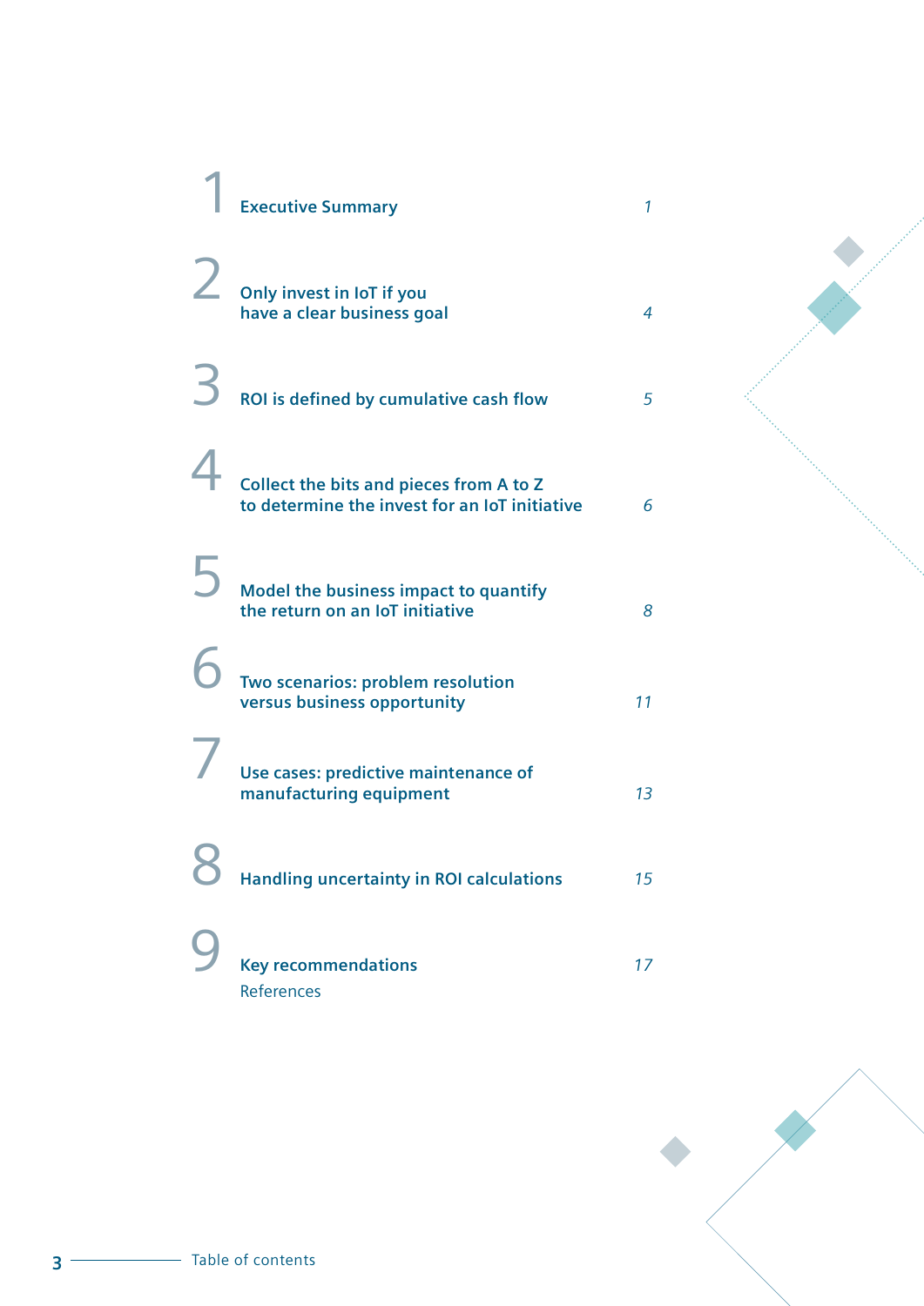# Table of contents

| | | |
|---|---|---|
| 1 | **Executive Summary** | *1* |
| 2 | **Only invest in IoT if you have a clear business goal** | *4* |
| 3 | **ROI is defined by cumulative cash flow** | *5* |
| 4 | **Collect the bits and pieces from A to Z to determine the invest for an IoT initiative** | *6* |
| 5 | **Model the business impact to quantify the return on an IoT initiative** | *8* |
| 6 | **Two scenarios: problem resolution versus business opportunity** | *11* |
| 7 | **Use cases: predictive maintenance of manufacturing equipment** | *13* |
| 8 | **Handling uncertainty in ROI calculations** | *15* |
| 9 | **Key recommendations** | *17* |
| | References | |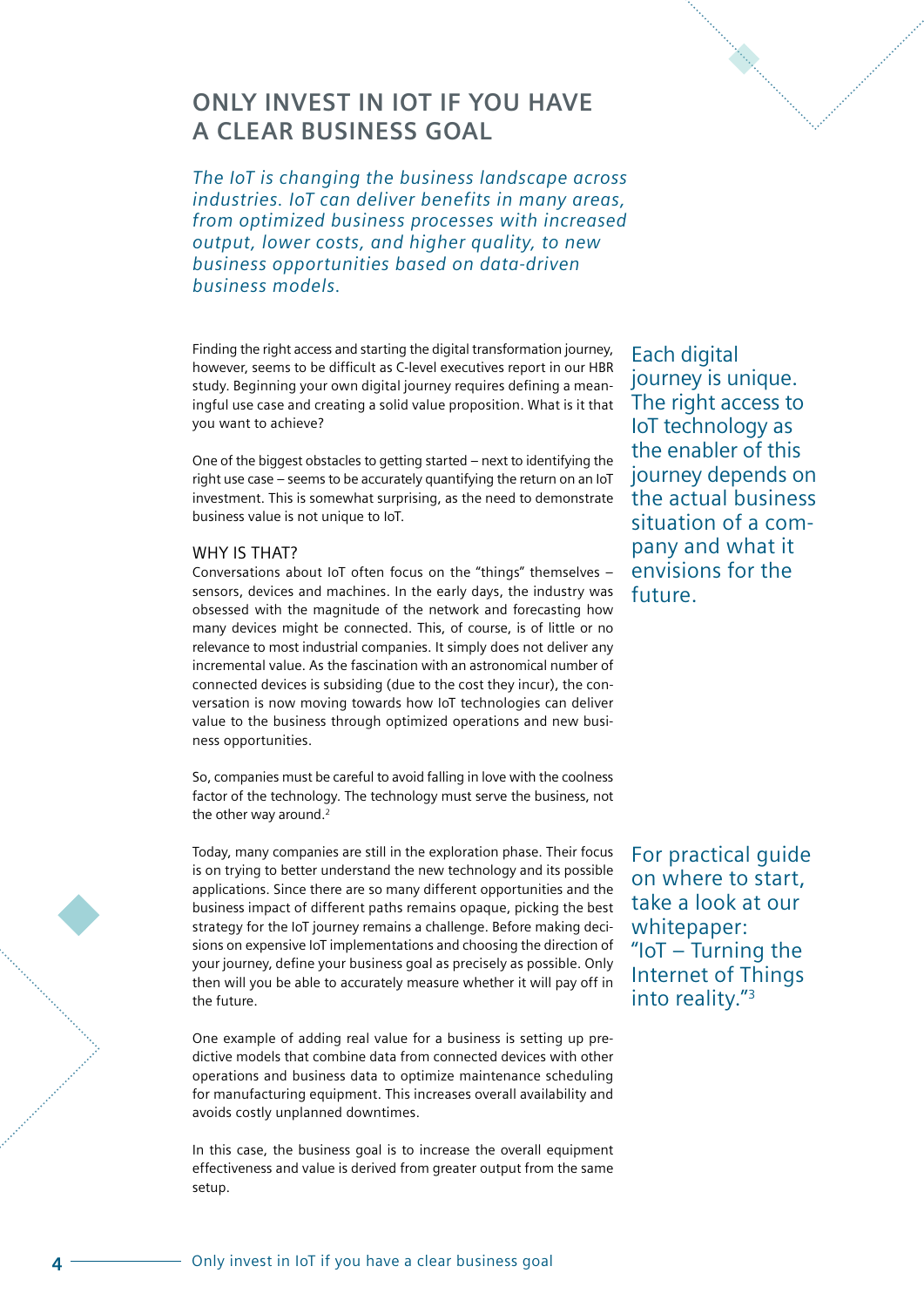## ONLY INVEST IN IOT IF YOU HAVE A CLEAR BUSINESS GOAL

*The IoT is changing the business landscape across industries. IoT can deliver benefits in many areas, from optimized business processes with increased output, lower costs, and higher quality, to new business opportunities based on data-driven business models.*

Finding the right access and starting the digital transformation journey, however, seems to be difficult as C-level executives report in our HBR study. Beginning your own digital journey requires defining a meaningful use case and creating a solid value proposition. What is it that you want to achieve?

One of the biggest obstacles to getting started – next to identifying the right use case – seems to be accurately quantifying the return on an IoT investment. This is somewhat surprising, as the need to demonstrate business value is not unique to IoT.

Each digital journey is unique. The right access to IoT technology as the enabler of this journey depends on the actual business situation of a company and what it envisions for the future.

### WHY IS THAT?

Conversations about IoT often focus on the "things" themselves – sensors, devices and machines. In the early days, the industry was obsessed with the magnitude of the network and forecasting how many devices might be connected. This, of course, is of little or no relevance to most industrial companies. It simply does not deliver any incremental value. As the fascination with an astronomical number of connected devices is subsiding (due to the cost they incur), the conversation is now moving towards how IoT technologies can deliver value to the business through optimized operations and new business opportunities.

So, companies must be careful to avoid falling in love with the coolness factor of the technology. The technology must serve the business, not the other way around.[2]

Today, many companies are still in the exploration phase. Their focus is on trying to better understand the new technology and its possible applications. Since there are so many different opportunities and the business impact of different paths remains opaque, picking the best strategy for the IoT journey remains a challenge. Before making decisions on expensive IoT implementations and choosing the direction of your journey, define your business goal as precisely as possible. Only then will you be able to accurately measure whether it will pay off in the future.

For practical guide on where to start, take a look at our whitepaper: "IoT – Turning the Internet of Things into reality."[3]

One example of adding real value for a business is setting up predictive models that combine data from connected devices with other operations and business data to optimize maintenance scheduling for manufacturing equipment. This increases overall availability and avoids costly unplanned downtimes.

In this case, the business goal is to increase the overall equipment effectiveness and value is derived from greater output from the same setup.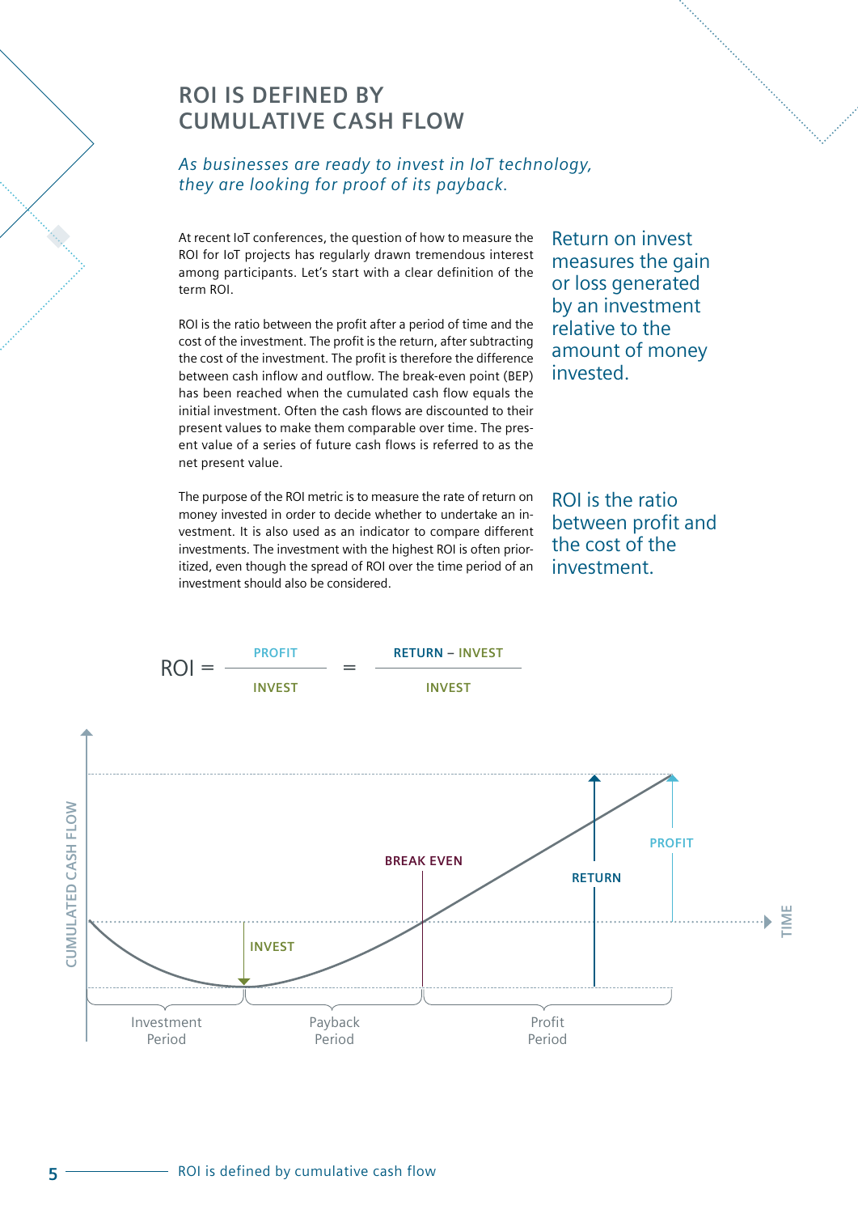# ROI IS DEFINED BY CUMULATIVE CASH FLOW

*As businesses are ready to invest in IoT technology, they are looking for proof of its payback.*

At recent IoT conferences, the question of how to measure the ROI for IoT projects has regularly drawn tremendous interest among participants. Let's start with a clear definition of the term ROI.

ROI is the ratio between the profit after a period of time and the cost of the investment. The profit is the return, after subtracting the cost of the investment. The profit is therefore the difference between cash inflow and outflow. The break-even point (BEP) has been reached when the cumulated cash flow equals the initial investment. Often the cash flows are discounted to their present values to make them comparable over time. The present value of a series of future cash flows is referred to as the net present value.

The purpose of the ROI metric is to measure the rate of return on money invested in order to decide whether to undertake an investment. It is also used as an indicator to compare different investments. The investment with the highest ROI is often prioritized, even though the spread of ROI over the time period of an investment should also be considered.

Return on invest measures the gain or loss generated by an investment relative to the amount of money invested.

ROI is the ratio between profit and the cost of the investment.

$$\text{ROI} = \frac{\text{PROFIT}}{\text{INVEST}} = \frac{\text{RETURN} - \text{INVEST}}{\text{INVEST}}$$

CUMULATED CASH FLOW

TIME

INVEST

BREAK EVEN

RETURN

PROFIT

Investment Period

Payback Period

Profit Period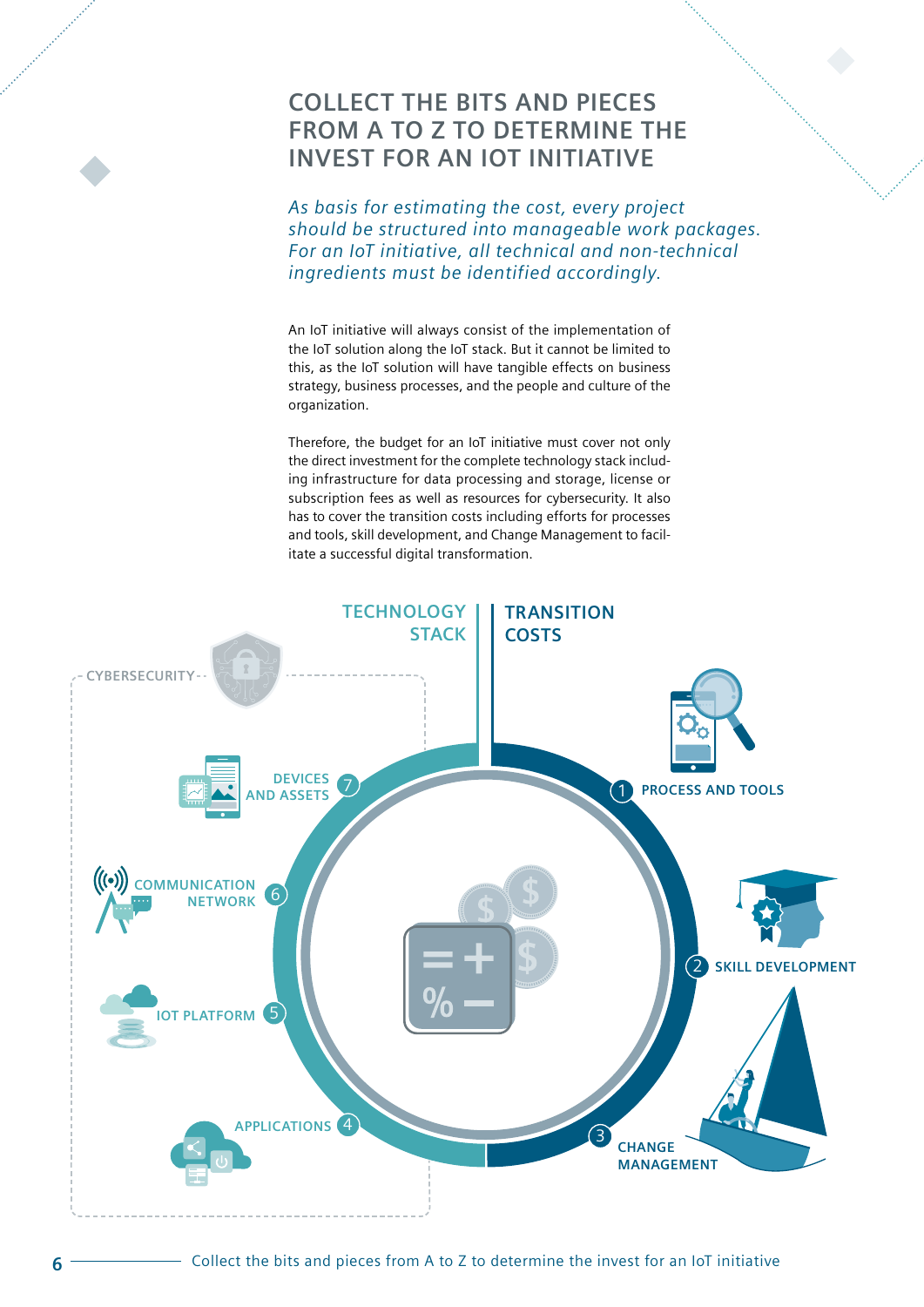# COLLECT THE BITS AND PIECES FROM A TO Z TO DETERMINE THE INVEST FOR AN IOT INITIATIVE

*As basis for estimating the cost, every project should be structured into manageable work packages. For an IoT initiative, all technical and non-technical ingredients must be identified accordingly.*

An IoT initiative will always consist of the implementation of the IoT solution along the IoT stack. But it cannot be limited to this, as the IoT solution will have tangible effects on business strategy, business processes, and the people and culture of the organization.

Therefore, the budget for an IoT initiative must cover not only the direct investment for the complete technology stack including infrastructure for data processing and storage, license or subscription fees as well as resources for cybersecurity. It also has to cover the transition costs including efforts for processes and tools, skill development, and Change Management to facilitate a successful digital transformation.

TECHNOLOGY STACK

- CYBERSECURITY
- 7 DEVICES AND ASSETS
- 6 COMMUNICATION NETWORK
- 5 IOT PLATFORM
- 4 APPLICATIONS

TRANSITION COSTS

- 1 PROCESS AND TOOLS
- 2 SKILL DEVELOPMENT
- 3 CHANGE MANAGEMENT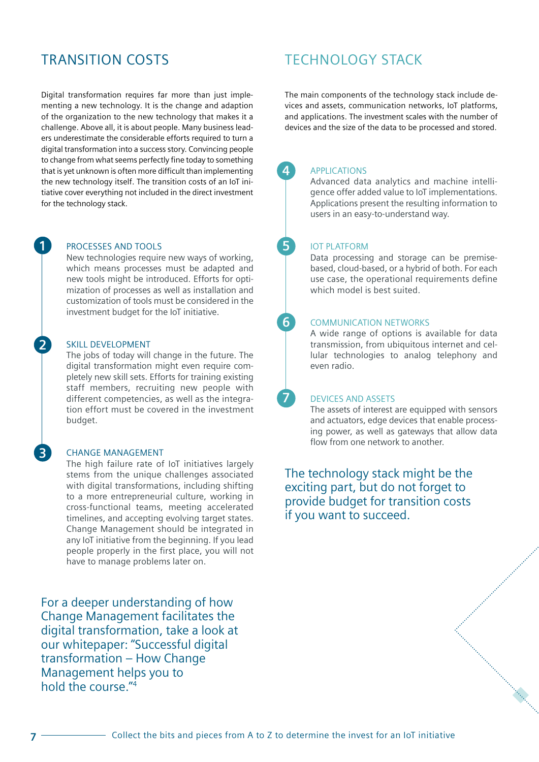## TRANSITION COSTS

Digital transformation requires far more than just implementing a new technology. It is the change and adaption of the organization to the new technology that makes it a challenge. Above all, it is about people. Many business leaders underestimate the considerable efforts required to turn a digital transformation into a success story. Convincing people to change from what seems perfectly fine today to something that is yet unknown is often more difficult than implementing the new technology itself. The transition costs of an IoT initiative cover everything not included in the direct investment for the technology stack.

### 1 PROCESSES AND TOOLS

New technologies require new ways of working, which means processes must be adapted and new tools might be introduced. Efforts for optimization of processes as well as installation and customization of tools must be considered in the investment budget for the IoT initiative.

### 2 SKILL DEVELOPMENT

The jobs of today will change in the future. The digital transformation might even require completely new skill sets. Efforts for training existing staff members, recruiting new people with different competencies, as well as the integration effort must be covered in the investment budget.

### 3 CHANGE MANAGEMENT

The high failure rate of IoT initiatives largely stems from the unique challenges associated with digital transformations, including shifting to a more entrepreneurial culture, working in cross-functional teams, meeting accelerated timelines, and accepting evolving target states. Change Management should be integrated in any IoT initiative from the beginning. If you lead people properly in the first place, you will not have to manage problems later on.

For a deeper understanding of how Change Management facilitates the digital transformation, take a look at our whitepaper: "Successful digital transformation – How Change Management helps you to hold the course."[4]

## TECHNOLOGY STACK

The main components of the technology stack include devices and assets, communication networks, IoT platforms, and applications. The investment scales with the number of devices and the size of the data to be processed and stored.

### 4 APPLICATIONS

Advanced data analytics and machine intelligence offer added value to IoT implementations. Applications present the resulting information to users in an easy-to-understand way.

### 5 IOT PLATFORM

Data processing and storage can be premise-based, cloud-based, or a hybrid of both. For each use case, the operational requirements define which model is best suited.

### 6 COMMUNICATION NETWORKS

A wide range of options is available for data transmission, from ubiquitous internet and cellular technologies to analog telephony and even radio.

### 7 DEVICES AND ASSETS

The assets of interest are equipped with sensors and actuators, edge devices that enable processing power, as well as gateways that allow data flow from one network to another.

The technology stack might be the exciting part, but do not forget to provide budget for transition costs if you want to succeed.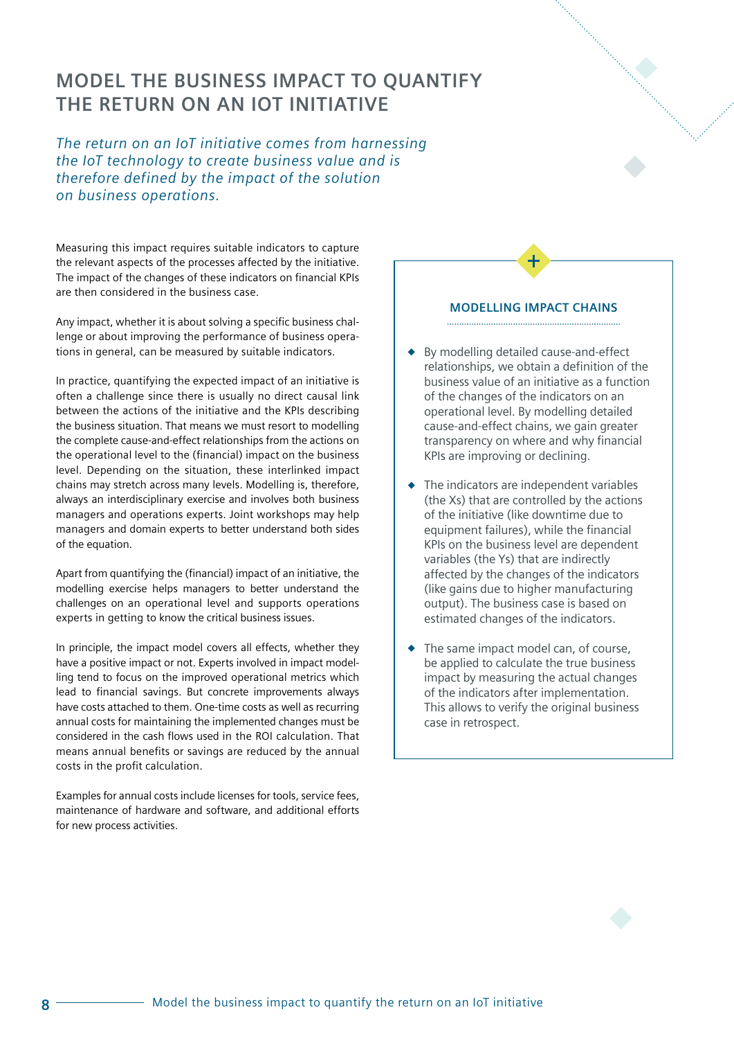# MODEL THE BUSINESS IMPACT TO QUANTIFY THE RETURN ON AN IOT INITIATIVE

*The return on an IoT initiative comes from harnessing the IoT technology to create business value and is therefore defined by the impact of the solution on business operations.*

Measuring this impact requires suitable indicators to capture the relevant aspects of the processes affected by the initiative. The impact of the changes of these indicators on financial KPIs are then considered in the business case.

Any impact, whether it is about solving a specific business challenge or about improving the performance of business operations in general, can be measured by suitable indicators.

In practice, quantifying the expected impact of an initiative is often a challenge since there is usually no direct causal link between the actions of the initiative and the KPIs describing the business situation. That means we must resort to modelling the complete cause-and-effect relationships from the actions on the operational level to the (financial) impact on the business level. Depending on the situation, these interlinked impact chains may stretch across many levels. Modelling is, therefore, always an interdisciplinary exercise and involves both business managers and operations experts. Joint workshops may help managers and domain experts to better understand both sides of the equation.

Apart from quantifying the (financial) impact of an initiative, the modelling exercise helps managers to better understand the challenges on an operational level and supports operations experts in getting to know the critical business issues.

In principle, the impact model covers all effects, whether they have a positive impact or not. Experts involved in impact modelling tend to focus on the improved operational metrics which lead to financial savings. But concrete improvements always have costs attached to them. One-time costs as well as recurring annual costs for maintaining the implemented changes must be considered in the cash flows used in the ROI calculation. That means annual benefits or savings are reduced by the annual costs in the profit calculation.

Examples for annual costs include licenses for tools, service fees, maintenance of hardware and software, and additional efforts for new process activities.

## MODELLING IMPACT CHAINS

- By modelling detailed cause-and-effect relationships, we obtain a definition of the business value of an initiative as a function of the changes of the indicators on an operational level. By modelling detailed cause-and-effect chains, we gain greater transparency on where and why financial KPIs are improving or declining.
- The indicators are independent variables (the Xs) that are controlled by the actions of the initiative (like downtime due to equipment failures), while the financial KPIs on the business level are dependent variables (the Ys) that are indirectly affected by the changes of the indicators (like gains due to higher manufacturing output). The business case is based on estimated changes of the indicators.
- The same impact model can, of course, be applied to calculate the true business impact by measuring the actual changes of the indicators after implementation. This allows to verify the original business case in retrospect.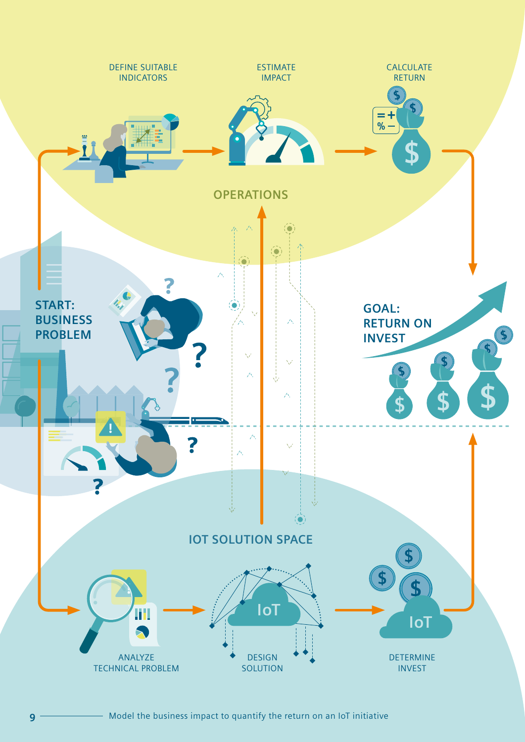DEFINE SUITABLE INDICATORS

ESTIMATE IMPACT

CALCULATE RETURN

OPERATIONS

START: BUSINESS PROBLEM

GOAL: RETURN ON INVEST

IOT SOLUTION SPACE

ANALYZE TECHNICAL PROBLEM

DESIGN SOLUTION

DETERMINE INVEST

Model the business impact to quantify the return on an IoT initiative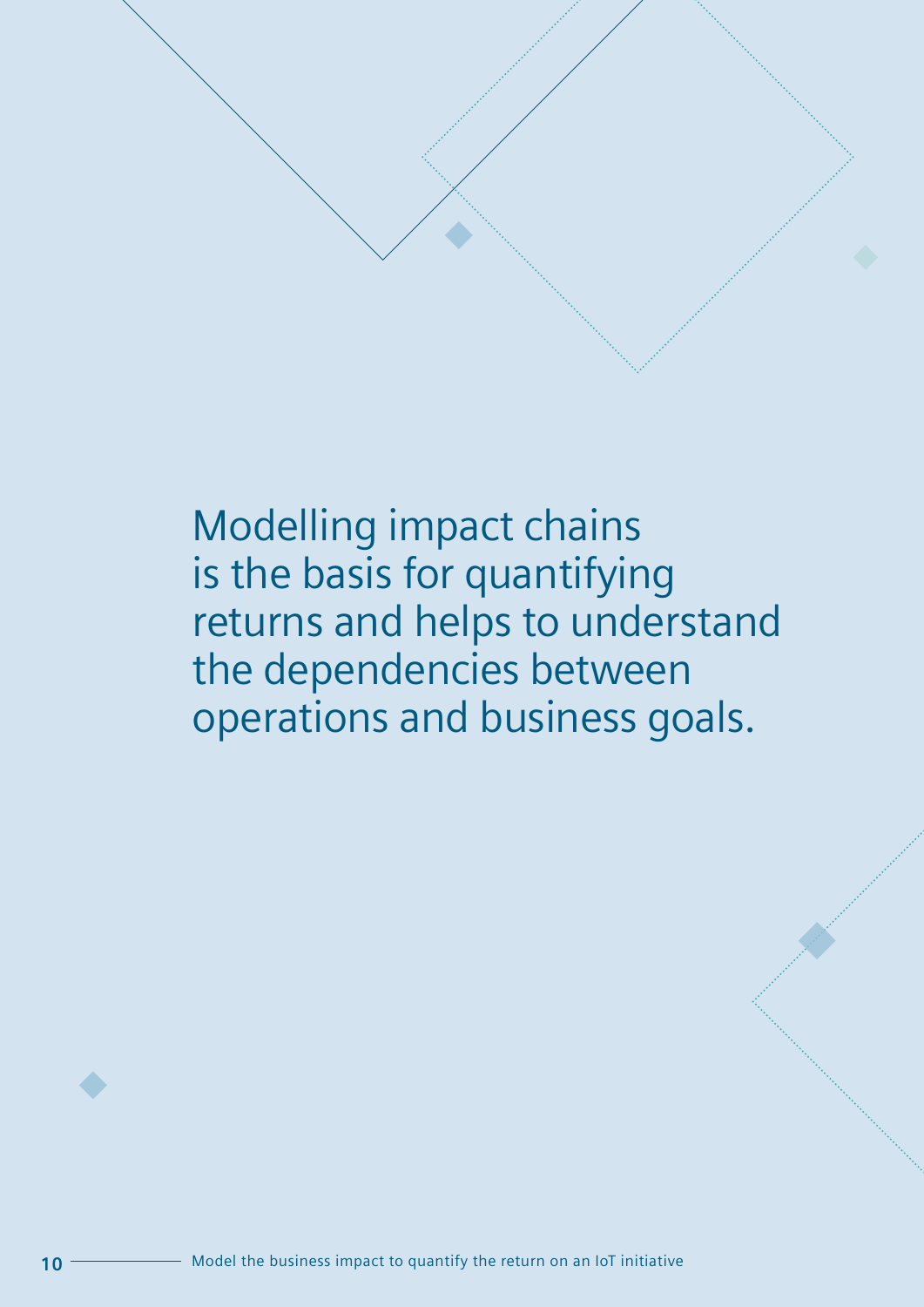Modelling impact chains is the basis for quantifying returns and helps to understand the dependencies between operations and business goals.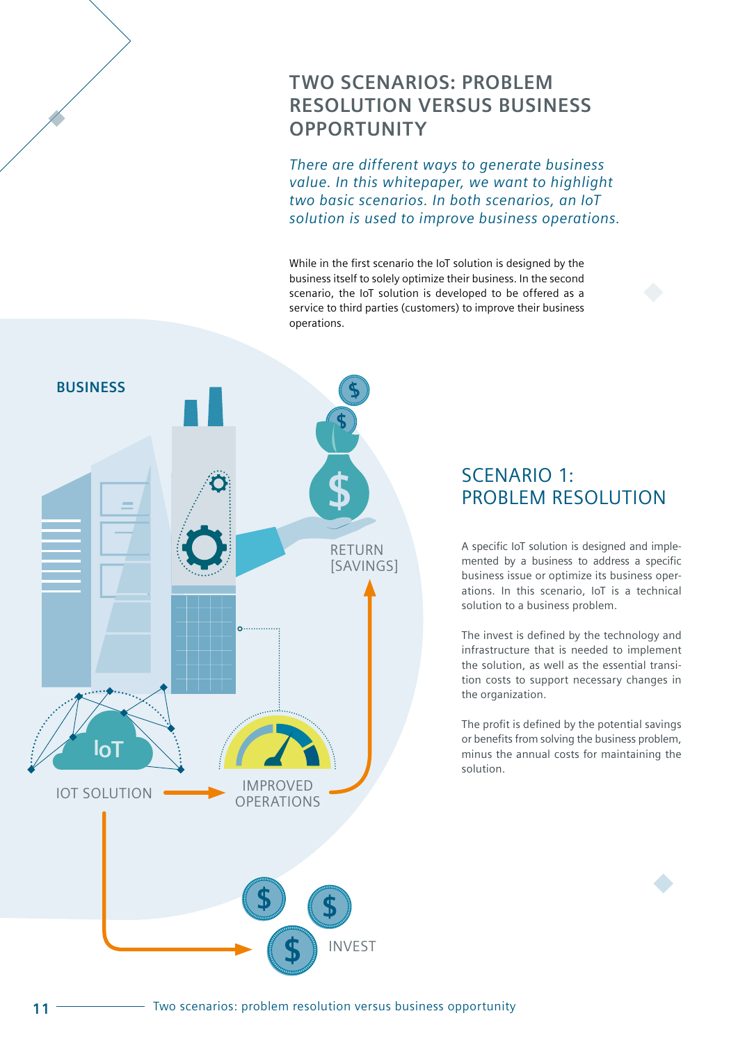# TWO SCENARIOS: PROBLEM RESOLUTION VERSUS BUSINESS OPPORTUNITY

*There are different ways to generate business value. In this whitepaper, we want to highlight two basic scenarios. In both scenarios, an IoT solution is used to improve business operations.*

While in the first scenario the IoT solution is designed by the business itself to solely optimize their business. In the second scenario, the IoT solution is developed to be offered as a service to third parties (customers) to improve their business operations.

BUSINESS

RETURN [SAVINGS]

IOT SOLUTION

IMPROVED OPERATIONS

INVEST

## SCENARIO 1: PROBLEM RESOLUTION

A specific IoT solution is designed and implemented by a business to address a specific business issue or optimize its business operations. In this scenario, IoT is a technical solution to a business problem.

The invest is defined by the technology and infrastructure that is needed to implement the solution, as well as the essential transition costs to support necessary changes in the organization.

The profit is defined by the potential savings or benefits from solving the business problem, minus the annual costs for maintaining the solution.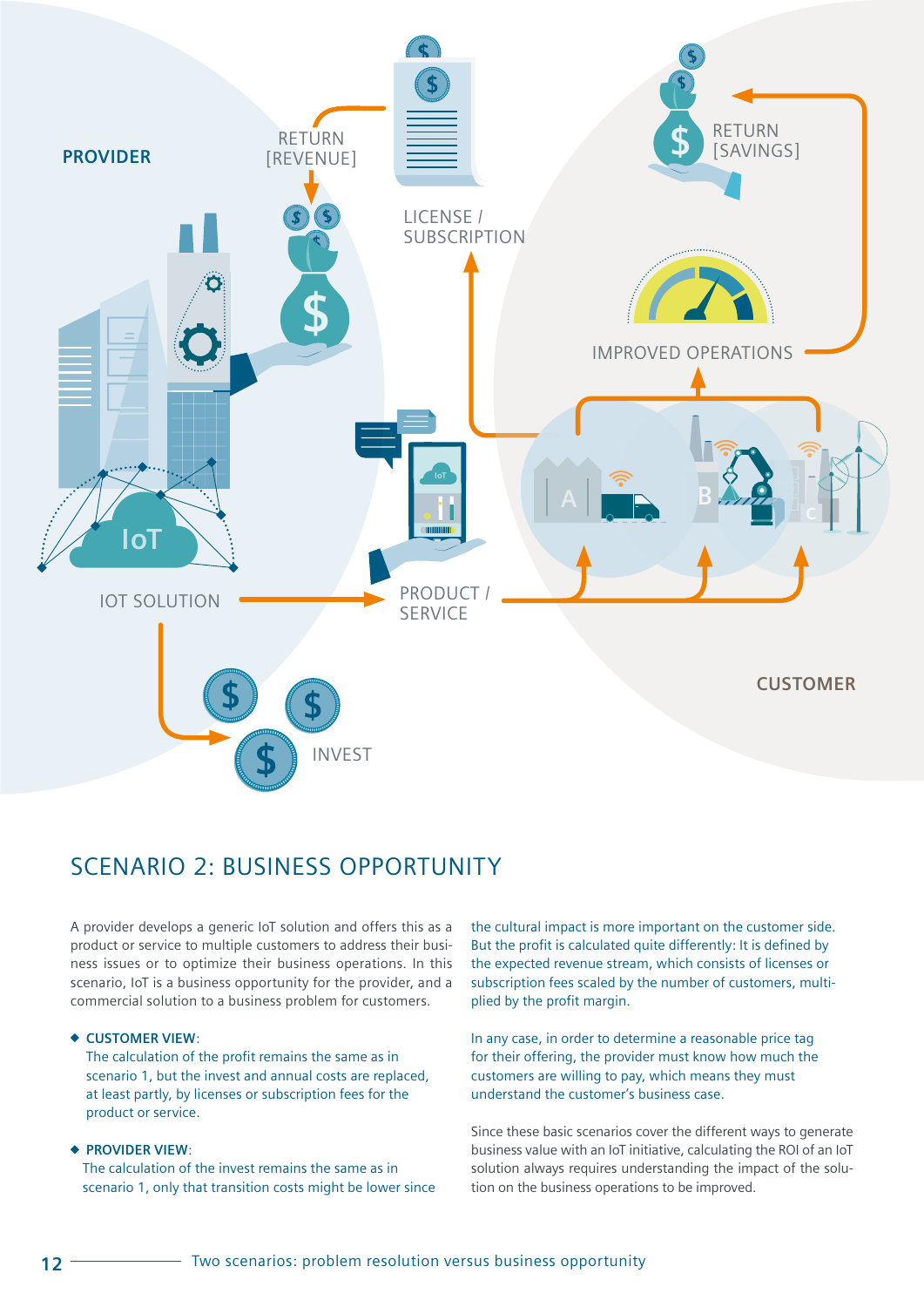PROVIDER

RETURN [REVENUE]

LICENSE / SUBSCRIPTION

RETURN [SAVINGS]

IMPROVED OPERATIONS

IOT SOLUTION

PRODUCT / SERVICE

INVEST

CUSTOMER

## SCENARIO 2: BUSINESS OPPORTUNITY

A provider develops a generic IoT solution and offers this as a product or service to multiple customers to address their business issues or to optimize their business operations. In this scenario, IoT is a business opportunity for the provider, and a commercial solution to a business problem for customers.

- **CUSTOMER VIEW**:
  The calculation of the profit remains the same as in scenario 1, but the invest and annual costs are replaced, at least partly, by licenses or subscription fees for the product or service.

- **PROVIDER VIEW**:
  The calculation of the invest remains the same as in scenario 1, only that transition costs might be lower since the cultural impact is more important on the customer side. But the profit is calculated quite differently: It is defined by the expected revenue stream, which consists of licenses or subscription fees scaled by the number of customers, multiplied by the profit margin.

  In any case, in order to determine a reasonable price tag for their offering, the provider must know how much the customers are willing to pay, which means they must understand the customer's business case.

Since these basic scenarios cover the different ways to generate business value with an IoT initiative, calculating the ROI of an IoT solution always requires understanding the impact of the solution on the business operations to be improved.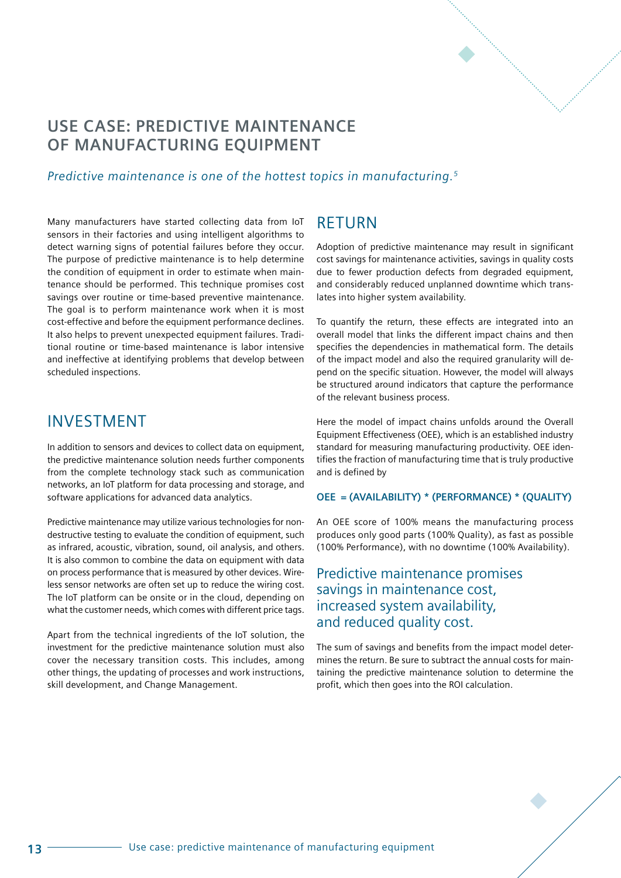# USE CASE: PREDICTIVE MAINTENANCE OF MANUFACTURING EQUIPMENT

*Predictive maintenance is one of the hottest topics in manufacturing.*[5]

Many manufacturers have started collecting data from IoT sensors in their factories and using intelligent algorithms to detect warning signs of potential failures before they occur. The purpose of predictive maintenance is to help determine the condition of equipment in order to estimate when maintenance should be performed. This technique promises cost savings over routine or time-based preventive maintenance. The goal is to perform maintenance work when it is most cost-effective and before the equipment performance declines. It also helps to prevent unexpected equipment failures. Traditional routine or time-based maintenance is labor intensive and ineffective at identifying problems that develop between scheduled inspections.

## INVESTMENT

In addition to sensors and devices to collect data on equipment, the predictive maintenance solution needs further components from the complete technology stack such as communication networks, an IoT platform for data processing and storage, and software applications for advanced data analytics.

Predictive maintenance may utilize various technologies for non-destructive testing to evaluate the condition of equipment, such as infrared, acoustic, vibration, sound, oil analysis, and others. It is also common to combine the data on equipment with data on process performance that is measured by other devices. Wireless sensor networks are often set up to reduce the wiring cost. The IoT platform can be onsite or in the cloud, depending on what the customer needs, which comes with different price tags.

Apart from the technical ingredients of the IoT solution, the investment for the predictive maintenance solution must also cover the necessary transition costs. This includes, among other things, the updating of processes and work instructions, skill development, and Change Management.

## RETURN

Adoption of predictive maintenance may result in significant cost savings for maintenance activities, savings in quality costs due to fewer production defects from degraded equipment, and considerably reduced unplanned downtime which translates into higher system availability.

To quantify the return, these effects are integrated into an overall model that links the different impact chains and then specifies the dependencies in mathematical form. The details of the impact model and also the required granularity will depend on the specific situation. However, the model will always be structured around indicators that capture the performance of the relevant business process.

Here the model of impact chains unfolds around the Overall Equipment Effectiveness (OEE), which is an established industry standard for measuring manufacturing productivity. OEE identifies the fraction of manufacturing time that is truly productive and is defined by

**OEE = (AVAILABILITY) * (PERFORMANCE) * (QUALITY)**

An OEE score of 100% means the manufacturing process produces only good parts (100% Quality), as fast as possible (100% Performance), with no downtime (100% Availability).

> Predictive maintenance promises savings in maintenance cost, increased system availability, and reduced quality cost.

The sum of savings and benefits from the impact model determines the return. Be sure to subtract the annual costs for maintaining the predictive maintenance solution to determine the profit, which then goes into the ROI calculation.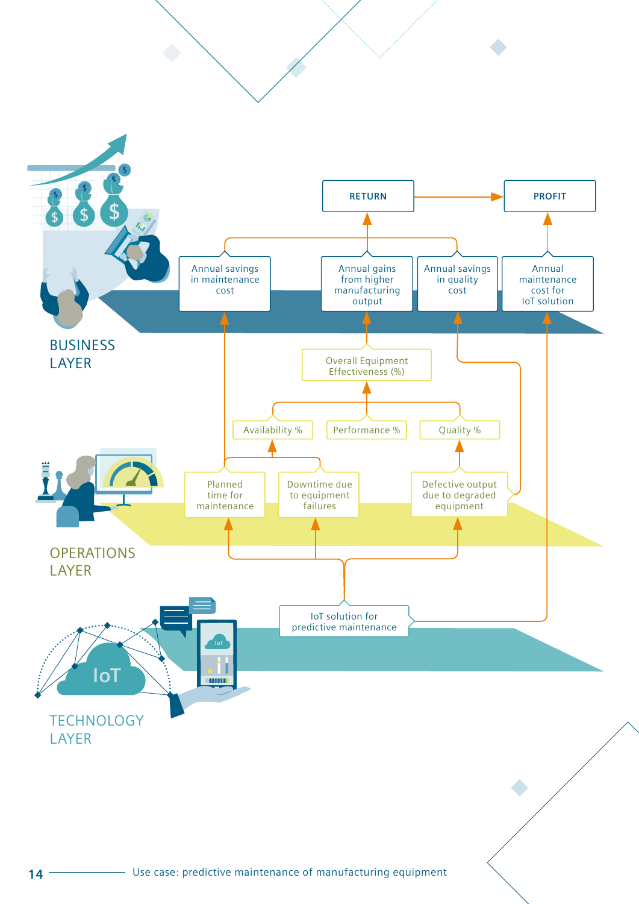BUSINESS LAYER

RETURN

PROFIT

Annual savings in maintenance cost

Annual gains from higher manufacturing output

Annual savings in quality cost

Annual maintenance cost for IoT solution

Overall Equipment Effectiveness (%)

Availability %

Performance %

Quality %

OPERATIONS LAYER

Planned time for maintenance

Downtime due to equipment failures

Defective output due to degraded equipment

TECHNOLOGY LAYER

IoT solution for predictive maintenance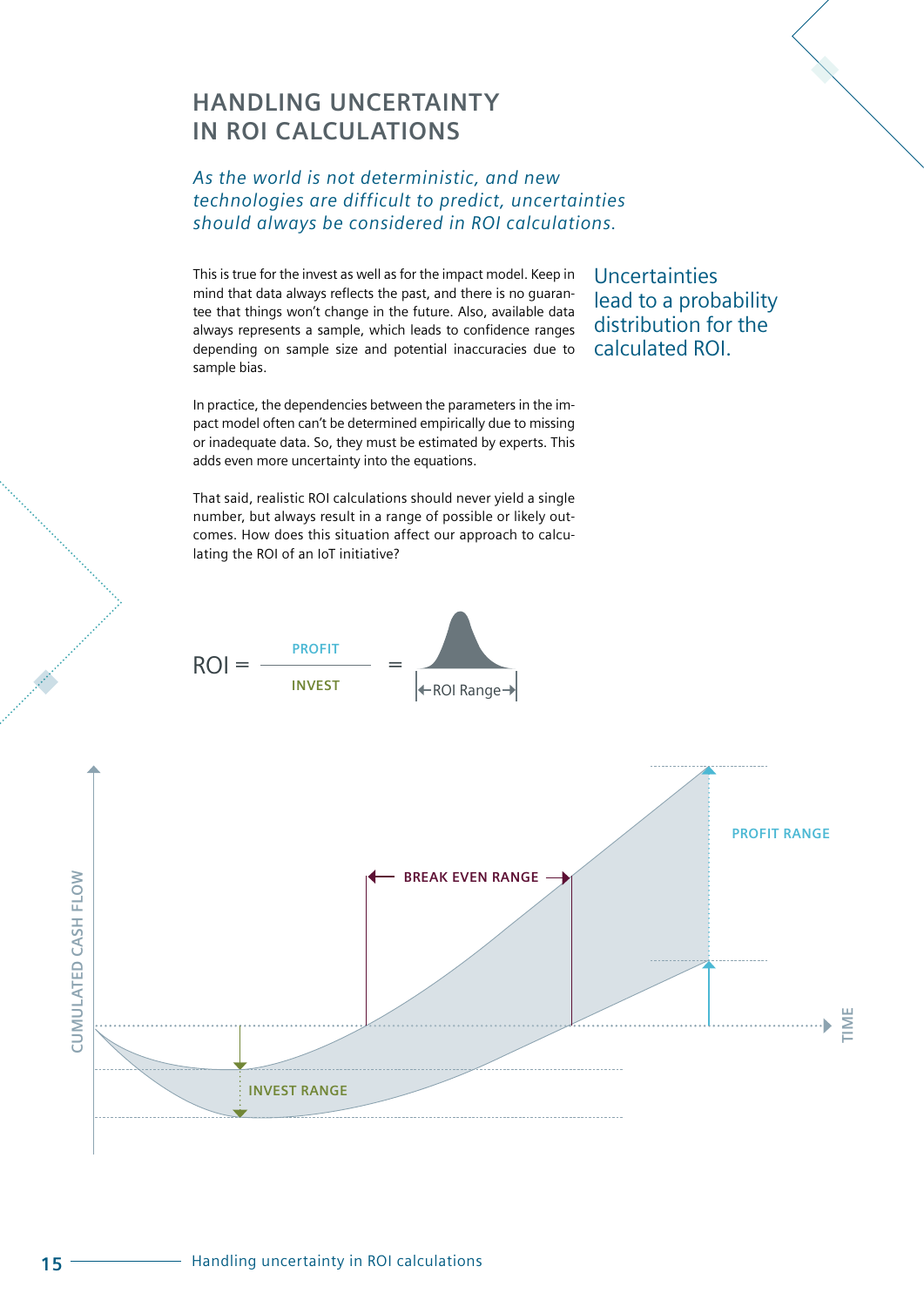## HANDLING UNCERTAINTY IN ROI CALCULATIONS

*As the world is not deterministic, and new technologies are difficult to predict, uncertainties should always be considered in ROI calculations.*

This is true for the invest as well as for the impact model. Keep in mind that data always reflects the past, and there is no guarantee that things won't change in the future. Also, available data always represents a sample, which leads to confidence ranges depending on sample size and potential inaccuracies due to sample bias.

In practice, the dependencies between the parameters in the impact model often can't be determined empirically due to missing or inadequate data. So, they must be estimated by experts. This adds even more uncertainty into the equations.

That said, realistic ROI calculations should never yield a single number, but always result in a range of possible or likely outcomes. How does this situation affect our approach to calculating the ROI of an IoT initiative?

Uncertainties lead to a probability distribution for the calculated ROI.

$$ROI = \frac{\text{PROFIT}}{\text{INVEST}} = \text{ROI Range}$$

CUMULATED CASH FLOW

BREAK EVEN RANGE

PROFIT RANGE

TIME

INVEST RANGE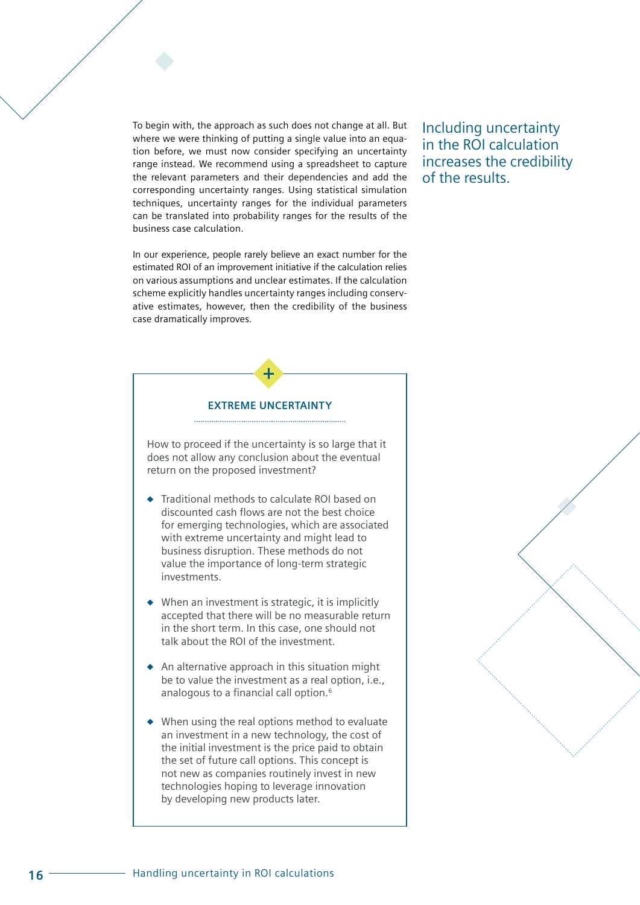To begin with, the approach as such does not change at all. But where we were thinking of putting a single value into an equation before, we must now consider specifying an uncertainty range instead. We recommend using a spreadsheet to capture the relevant parameters and their dependencies and add the corresponding uncertainty ranges. Using statistical simulation techniques, uncertainty ranges for the individual parameters can be translated into probability ranges for the results of the business case calculation.

In our experience, people rarely believe an exact number for the estimated ROI of an improvement initiative if the calculation relies on various assumptions and unclear estimates. If the calculation scheme explicitly handles uncertainty ranges including conservative estimates, however, then the credibility of the business case dramatically improves.

Including uncertainty in the ROI calculation increases the credibility of the results.

### EXTREME UNCERTAINTY

How to proceed if the uncertainty is so large that it does not allow any conclusion about the eventual return on the proposed investment?

- Traditional methods to calculate ROI based on discounted cash flows are not the best choice for emerging technologies, which are associated with extreme uncertainty and might lead to business disruption. These methods do not value the importance of long-term strategic investments.
- When an investment is strategic, it is implicitly accepted that there will be no measurable return in the short term. In this case, one should not talk about the ROI of the investment.
- An alternative approach in this situation might be to value the investment as a real option, i.e., analogous to a financial call option.[6]
- When using the real options method to evaluate an investment in a new technology, the cost of the initial investment is the price paid to obtain the set of future call options. This concept is not new as companies routinely invest in new technologies hoping to leverage innovation by developing new products later.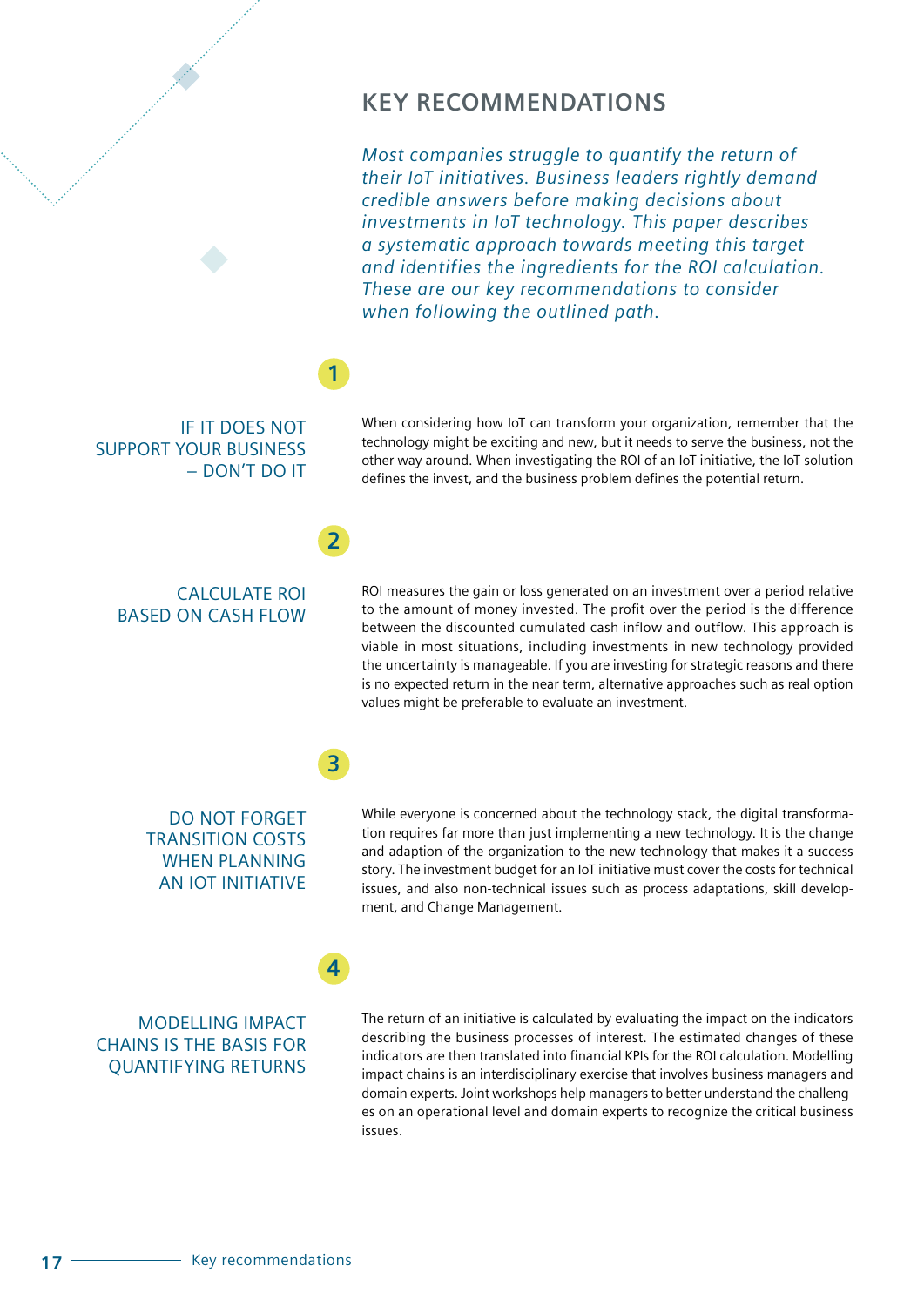## KEY RECOMMENDATIONS

*Most companies struggle to quantify the return of their IoT initiatives. Business leaders rightly demand credible answers before making decisions about investments in IoT technology. This paper describes a systematic approach towards meeting this target and identifies the ingredients for the ROI calculation. These are our key recommendations to consider when following the outlined path.*

### 1 IF IT DOES NOT SUPPORT YOUR BUSINESS – DON'T DO IT

When considering how IoT can transform your organization, remember that the technology might be exciting and new, but it needs to serve the business, not the other way around. When investigating the ROI of an IoT initiative, the IoT solution defines the invest, and the business problem defines the potential return.

### 2 CALCULATE ROI BASED ON CASH FLOW

ROI measures the gain or loss generated on an investment over a period relative to the amount of money invested. The profit over the period is the difference between the discounted cumulated cash inflow and outflow. This approach is viable in most situations, including investments in new technology provided the uncertainty is manageable. If you are investing for strategic reasons and there is no expected return in the near term, alternative approaches such as real option values might be preferable to evaluate an investment.

### 3 DO NOT FORGET TRANSITION COSTS WHEN PLANNING AN IOT INITIATIVE

While everyone is concerned about the technology stack, the digital transformation requires far more than just implementing a new technology. It is the change and adaption of the organization to the new technology that makes it a success story. The investment budget for an IoT initiative must cover the costs for technical issues, and also non-technical issues such as process adaptations, skill development, and Change Management.

### 4 MODELLING IMPACT CHAINS IS THE BASIS FOR QUANTIFYING RETURNS

The return of an initiative is calculated by evaluating the impact on the indicators describing the business processes of interest. The estimated changes of these indicators are then translated into financial KPIs for the ROI calculation. Modelling impact chains is an interdisciplinary exercise that involves business managers and domain experts. Joint workshops help managers to better understand the challenges on an operational level and domain experts to recognize the critical business issues.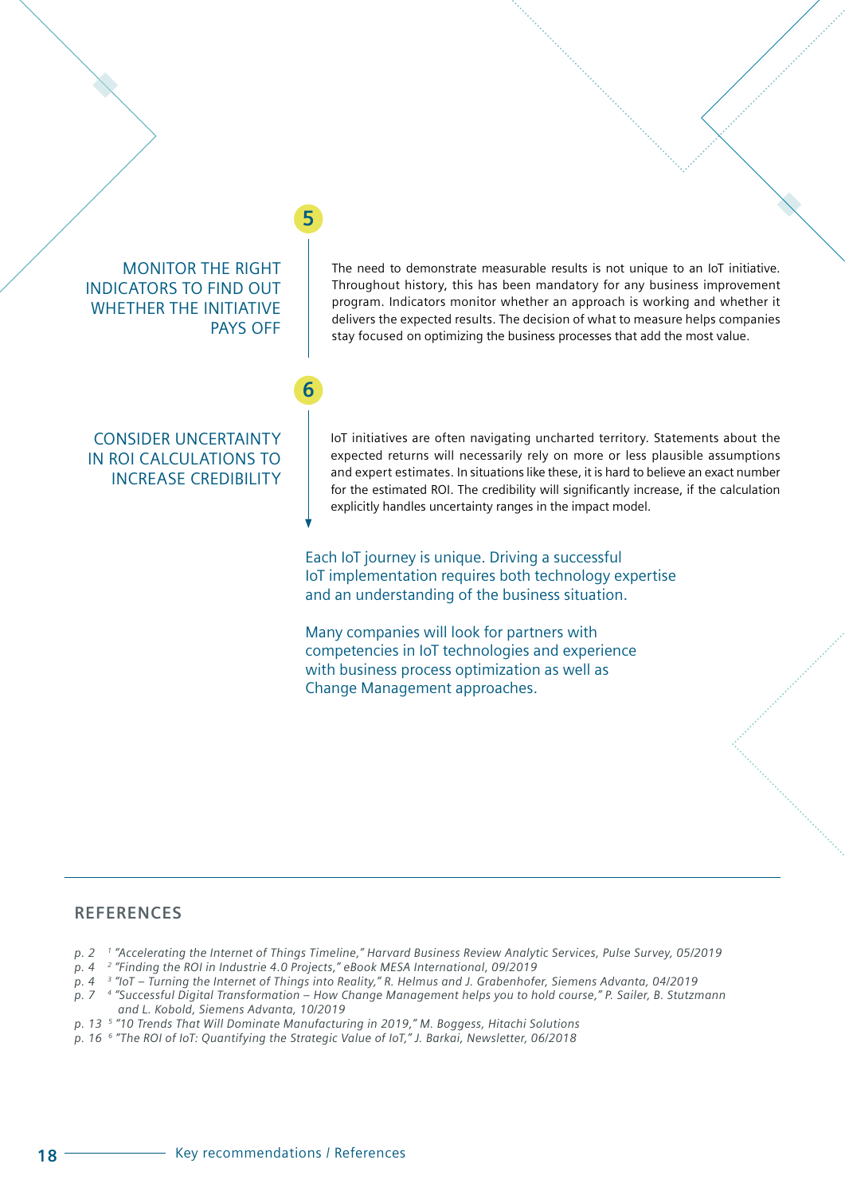## 5

### MONITOR THE RIGHT INDICATORS TO FIND OUT WHETHER THE INITIATIVE PAYS OFF

The need to demonstrate measurable results is not unique to an IoT initiative. Throughout history, this has been mandatory for any business improvement program. Indicators monitor whether an approach is working and whether it delivers the expected results. The decision of what to measure helps companies stay focused on optimizing the business processes that add the most value.

## 6

### CONSIDER UNCERTAINTY IN ROI CALCULATIONS TO INCREASE CREDIBILITY

IoT initiatives are often navigating uncharted territory. Statements about the expected returns will necessarily rely on more or less plausible assumptions and expert estimates. In situations like these, it is hard to believe an exact number for the estimated ROI. The credibility will significantly increase, if the calculation explicitly handles uncertainty ranges in the impact model.

Each IoT journey is unique. Driving a successful IoT implementation requires both technology expertise and an understanding of the business situation.

Many companies will look for partners with competencies in IoT technologies and experience with business process optimization as well as Change Management approaches.

## REFERENCES

- *p. 2* [1] *"Accelerating the Internet of Things Timeline," Harvard Business Review Analytic Services, Pulse Survey, 05/2019*
- *p. 4* [2] *"Finding the ROI in Industrie 4.0 Projects," eBook MESA International, 09/2019*
- *p. 4* [3] *"IoT – Turning the Internet of Things into Reality," R. Helmus and J. Grabenhofer, Siemens Advanta, 04/2019*
- *p. 7* [4] *"Successful Digital Transformation – How Change Management helps you to hold course," P. Sailer, B. Stutzmann and L. Kobold, Siemens Advanta, 10/2019*
- *p. 13* [5] *"10 Trends That Will Dominate Manufacturing in 2019," M. Boggess, Hitachi Solutions*
- *p. 16* [6] *"The ROI of IoT: Quantifying the Strategic Value of IoT," J. Barkai, Newsletter, 06/2018*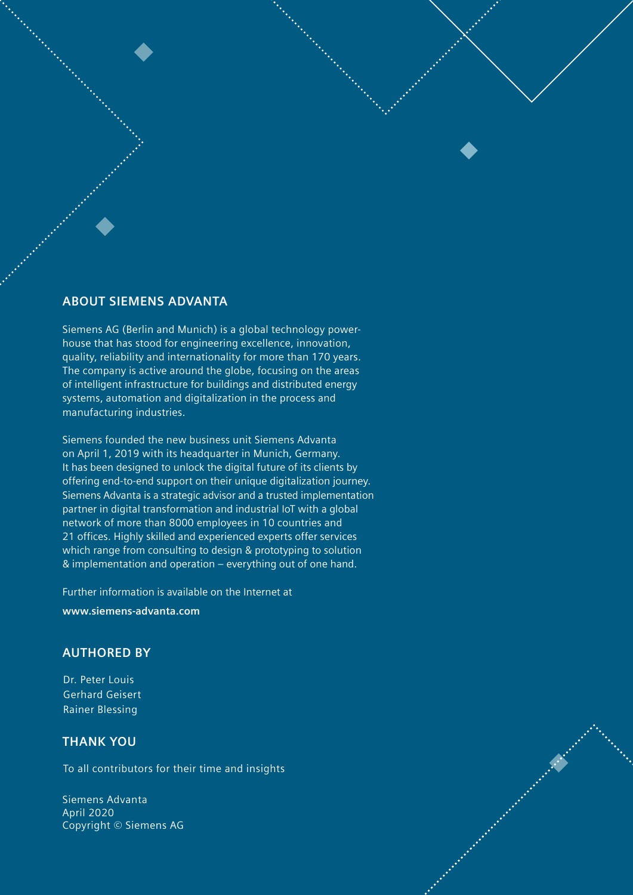## ABOUT SIEMENS ADVANTA

Siemens AG (Berlin and Munich) is a global technology powerhouse that has stood for engineering excellence, innovation, quality, reliability and internationality for more than 170 years. The company is active around the globe, focusing on the areas of intelligent infrastructure for buildings and distributed energy systems, automation and digitalization in the process and manufacturing industries.

Siemens founded the new business unit Siemens Advanta on April 1, 2019 with its headquarter in Munich, Germany. It has been designed to unlock the digital future of its clients by offering end-to-end support on their unique digitalization journey. Siemens Advanta is a strategic advisor and a trusted implementation partner in digital transformation and industrial IoT with a global network of more than 8000 employees in 10 countries and 21 offices. Highly skilled and experienced experts offer services which range from consulting to design & prototyping to solution & implementation and operation – everything out of one hand.

Further information is available on the Internet at

**www.siemens-advanta.com**

## AUTHORED BY

Dr. Peter Louis
Gerhard Geisert
Rainer Blessing

## THANK YOU

To all contributors for their time and insights

Siemens Advanta
April 2020
Copyright © Siemens AG